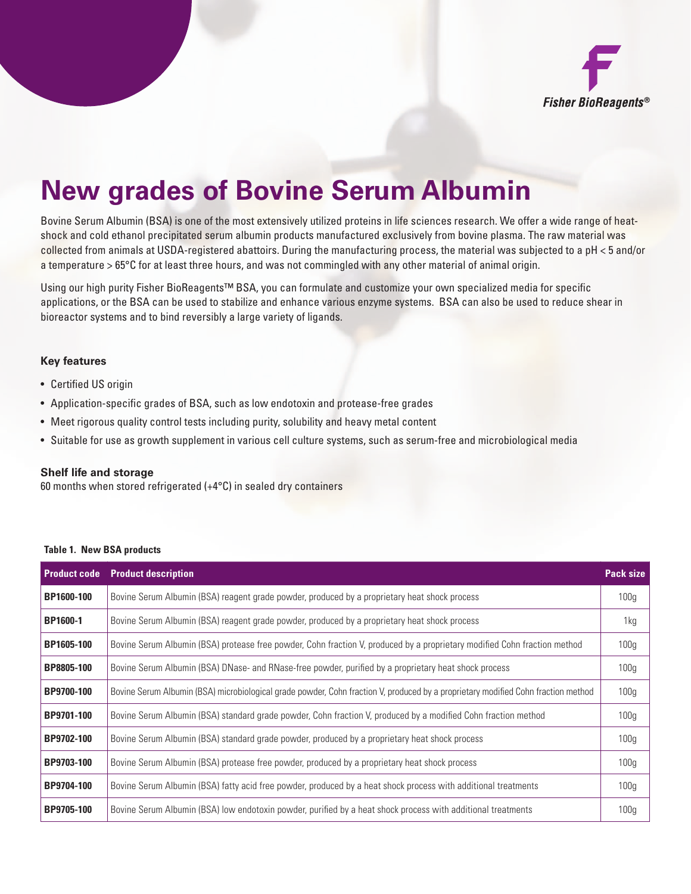Fisher BioReagents®

# New grades of Bovine Serum Albumin

Bovine Serum Albumin (BSA) is one of the most extensively utilized proteins in life sciences research. We offer a wide range of heat-shock and cold ethanol precipitated serum albumin products manufactured exclusively from bovine plasma. The raw material was collected from animals at USDA-registered abattoirs. During the manufacturing process, the material was subjected to a pH < 5 and/or a temperature > 65°C for at least three hours, and was not commingled with any other material of animal origin.

Using our high purity Fisher BioReagents™ BSA, you can formulate and customize your own specialized media for specific applications, or the BSA can be used to stabilize and enhance various enzyme systems. BSA can also be used to reduce shear in bioreactor systems and to bind reversibly a large variety of ligands.

### Key features

- Certified US origin
- Application-specific grades of BSA, such as low endotoxin and protease-free grades
- Meet rigorous quality control tests including purity, solubility and heavy metal content
- Suitable for use as growth supplement in various cell culture systems, such as serum-free and microbiological media

### Shelf life and storage

60 months when stored refrigerated (+4°C) in sealed dry containers

**Table 1. New BSA products**

| Product code | Product description | Pack size |
|---|---|---|
| **BP1600-100** | Bovine Serum Albumin (BSA) reagent grade powder, produced by a proprietary heat shock process | 100g |
| **BP1600-1** | Bovine Serum Albumin (BSA) reagent grade powder, produced by a proprietary heat shock process | 1kg |
| **BP1605-100** | Bovine Serum Albumin (BSA) protease free powder, Cohn fraction V, produced by a proprietary modified Cohn fraction method | 100g |
| **BP8805-100** | Bovine Serum Albumin (BSA) DNase- and RNase-free powder, purified by a proprietary heat shock process | 100g |
| **BP9700-100** | Bovine Serum Albumin (BSA) microbiological grade powder, Cohn fraction V, produced by a proprietary modified Cohn fraction method | 100g |
| **BP9701-100** | Bovine Serum Albumin (BSA) standard grade powder, Cohn fraction V, produced by a modified Cohn fraction method | 100g |
| **BP9702-100** | Bovine Serum Albumin (BSA) standard grade powder, produced by a proprietary heat shock process | 100g |
| **BP9703-100** | Bovine Serum Albumin (BSA) protease free powder, produced by a proprietary heat shock process | 100g |
| **BP9704-100** | Bovine Serum Albumin (BSA) fatty acid free powder, produced by a heat shock process with additional treatments | 100g |
| **BP9705-100** | Bovine Serum Albumin (BSA) low endotoxin powder, purified by a heat shock process with additional treatments | 100g |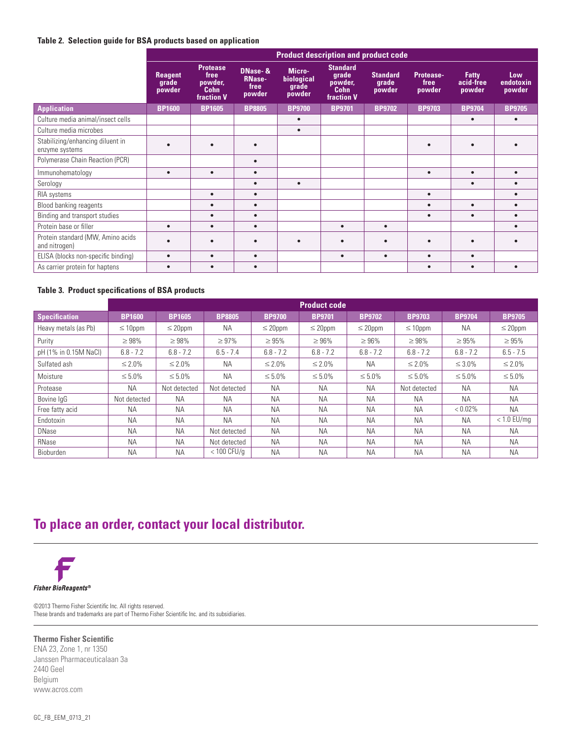**Table 2. Selection guide for BSA products based on application**

| | Product description and product code | | | | | | | | |
|---|---|---|---|---|---|---|---|---|---|
| | Reagent grade powder | Protease free powder, Cohn fraction V | DNase- & RNase-free powder | Micro-biological grade powder | Standard grade powder, Cohn fraction V | Standard grade powder | Protease-free powder | Fatty acid-free powder | Low endotoxin powder |
| **Application** | **BP1600** | **BP1605** | **BP8805** | **BP9700** | **BP9701** | **BP9702** | **BP9703** | **BP9704** | **BP9705** |
| Culture media animal/insect cells | | | | • | | | | • | • |
| Culture media microbes | | | | • | | | | | |
| Stabilizing/enhancing diluent in enzyme systems | • | • | • | | | | • | • | • |
| Polymerase Chain Reaction (PCR) | | | • | | | | | | |
| Immunohematology | • | • | • | | | | • | • | • |
| Serology | | | • | • | | | | • | • |
| RIA systems | | • | • | | | | • | | • |
| Blood banking reagents | | • | • | | | | • | • | • |
| Binding and transport studies | | • | • | | | | • | • | • |
| Protein base or filler | • | • | • | | • | • | | | • |
| Protein standard (MW, Amino acids and nitrogen) | • | • | • | • | • | • | • | • | • |
| ELISA (blocks non-specific binding) | • | • | • | | • | • | • | • | |
| As carrier protein for haptens | • | • | • | | | | • | • | • |

**Table 3. Product specifications of BSA products**

| | Product code | | | | | | | | |
|---|---|---|---|---|---|---|---|---|---|
| **Specification** | **BP1600** | **BP1605** | **BP8805** | **BP9700** | **BP9701** | **BP9702** | **BP9703** | **BP9704** | **BP9705** |
| Heavy metals (as Pb) | ≤ 10ppm | ≤ 20ppm | NA | ≤ 20ppm | ≤ 20ppm | ≤ 20ppm | ≤ 10ppm | NA | ≤ 20ppm |
| Purity | ≥ 98% | ≥ 98% | ≥ 97% | ≥ 95% | ≥ 96% | ≥ 96% | ≥ 98% | ≥ 95% | ≥ 95% |
| pH (1% in 0.15M NaCl) | 6.8 - 7.2 | 6.8 - 7.2 | 6.5 - 7.4 | 6.8 - 7.2 | 6.8 - 7.2 | 6.8 - 7.2 | 6.8 - 7.2 | 6.8 - 7.2 | 6.5 - 7.5 |
| Sulfated ash | ≤ 2.0% | ≤ 2.0% | NA | ≤ 2.0% | ≤ 2.0% | NA | ≤ 2.0% | ≤ 3.0% | ≤ 2.0% |
| Moisture | ≤ 5.0% | ≤ 5.0% | NA | ≤ 5.0% | ≤ 5.0% | ≤ 5.0% | ≤ 5.0% | ≤ 5.0% | ≤ 5.0% |
| Protease | NA | Not detected | Not detected | NA | NA | NA | Not detected | NA | NA |
| Bovine IgG | Not detected | NA | NA | NA | NA | NA | NA | NA | NA |
| Free fatty acid | NA | NA | NA | NA | NA | NA | NA | < 0.02% | NA |
| Endotoxin | NA | NA | NA | NA | NA | NA | NA | NA | < 1.0 EU/mg |
| DNase | NA | NA | Not detected | NA | NA | NA | NA | NA | NA |
| RNase | NA | NA | Not detected | NA | NA | NA | NA | NA | NA |
| Bioburden | NA | NA | < 100 CFU/g | NA | NA | NA | NA | NA | NA |

## To place an order, contact your local distributor.

*Fisher BioReagents®*

©2013 Thermo Fisher Scientific Inc. All rights reserved.
These brands and trademarks are part of Thermo Fisher Scientific Inc. and its subsidiaries.

**Thermo Fisher Scientific**
ENA 23, Zone 1, nr 1350
Janssen Pharmaceuticalaan 3a
2440 Geel
Belgium
www.acros.com

GC_FB_EEM_0713_21